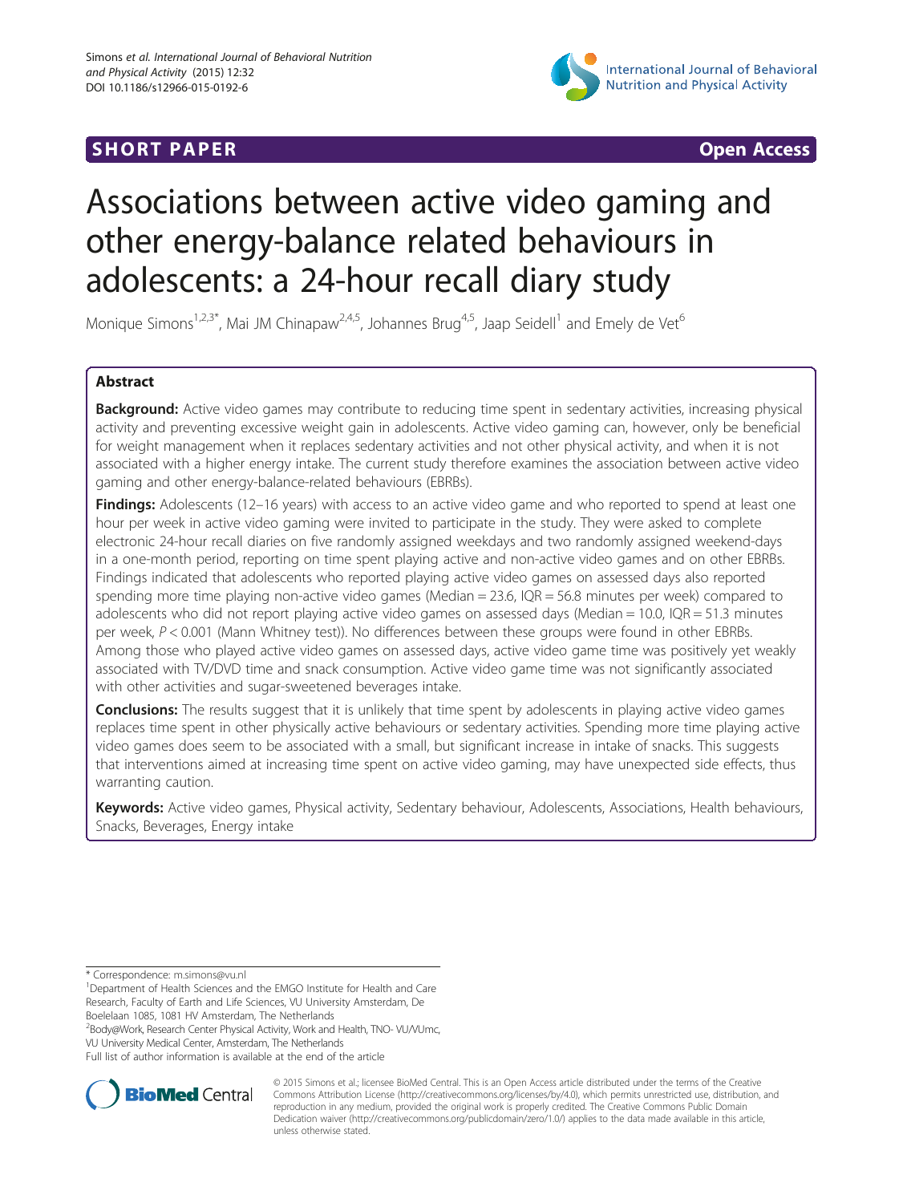SHORT PAPER Open Access

# Associations between active video gaming and other energy-balance related behaviours in adolescents: a 24-hour recall diary study

Monique Simons[1,2,3*], Mai JM Chinapaw[2,4,5], Johannes Brug[4,5], Jaap Seidell[1] and Emely de Vet[6]

## Abstract

**Background:** Active video games may contribute to reducing time spent in sedentary activities, increasing physical activity and preventing excessive weight gain in adolescents. Active video gaming can, however, only be beneficial for weight management when it replaces sedentary activities and not other physical activity, and when it is not associated with a higher energy intake. The current study therefore examines the association between active video gaming and other energy-balance-related behaviours (EBRBs).

**Findings:** Adolescents (12–16 years) with access to an active video game and who reported to spend at least one hour per week in active video gaming were invited to participate in the study. They were asked to complete electronic 24-hour recall diaries on five randomly assigned weekdays and two randomly assigned weekend-days in a one-month period, reporting on time spent playing active and non-active video games and on other EBRBs. Findings indicated that adolescents who reported playing active video games on assessed days also reported spending more time playing non-active video games (Median = 23.6, IQR = 56.8 minutes per week) compared to adolescents who did not report playing active video games on assessed days (Median = 10.0, IQR = 51.3 minutes per week, $P < 0.001$ (Mann Whitney test)). No differences between these groups were found in other EBRBs. Among those who played active video games on assessed days, active video game time was positively yet weakly associated with TV/DVD time and snack consumption. Active video game time was not significantly associated with other activities and sugar-sweetened beverages intake.

**Conclusions:** The results suggest that it is unlikely that time spent by adolescents in playing active video games replaces time spent in other physically active behaviours or sedentary activities. Spending more time playing active video games does seem to be associated with a small, but significant increase in intake of snacks. This suggests that interventions aimed at increasing time spent on active video gaming, may have unexpected side effects, thus warranting caution.

**Keywords:** Active video games, Physical activity, Sedentary behaviour, Adolescents, Associations, Health behaviours, Snacks, Beverages, Energy intake

---

\* Correspondence: m.simons@vu.nl

[1]Department of Health Sciences and the EMGO Institute for Health and Care Research, Faculty of Earth and Life Sciences, VU University Amsterdam, De Boelelaan 1085, 1081 HV Amsterdam, The Netherlands

[2]Body@Work, Research Center Physical Activity, Work and Health, TNO- VU/VUmc, VU University Medical Center, Amsterdam, The Netherlands

Full list of author information is available at the end of the article

© 2015 Simons et al.; licensee BioMed Central. This is an Open Access article distributed under the terms of the Creative Commons Attribution License (http://creativecommons.org/licenses/by/4.0), which permits unrestricted use, distribution, and reproduction in any medium, provided the original work is properly credited. The Creative Commons Public Domain Dedication waiver (http://creativecommons.org/publicdomain/zero/1.0/) applies to the data made available in this article, unless otherwise stated.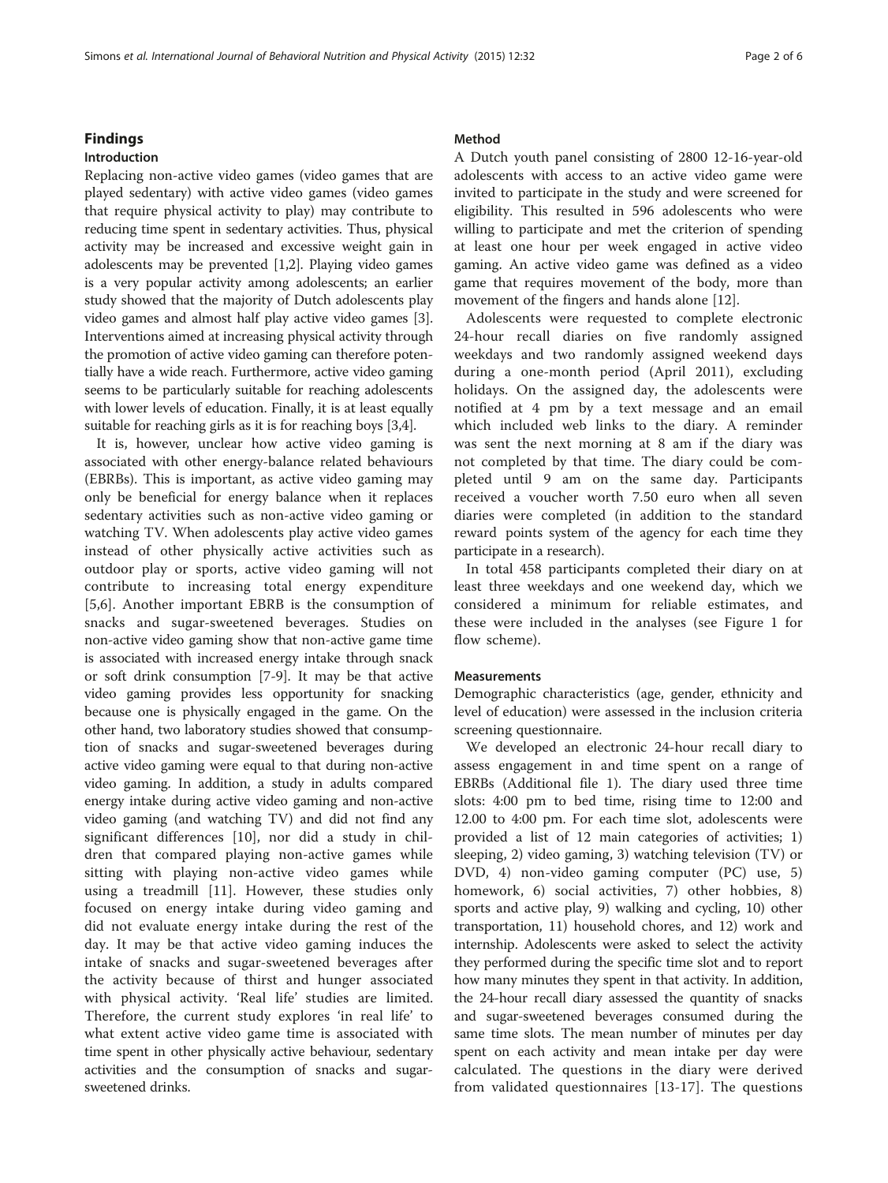## Findings

### Introduction

Replacing non-active video games (video games that are played sedentary) with active video games (video games that require physical activity to play) may contribute to reducing time spent in sedentary activities. Thus, physical activity may be increased and excessive weight gain in adolescents may be prevented [1,2]. Playing video games is a very popular activity among adolescents; an earlier study showed that the majority of Dutch adolescents play video games and almost half play active video games [3]. Interventions aimed at increasing physical activity through the promotion of active video gaming can therefore potentially have a wide reach. Furthermore, active video gaming seems to be particularly suitable for reaching adolescents with lower levels of education. Finally, it is at least equally suitable for reaching girls as it is for reaching boys [3,4].

It is, however, unclear how active video gaming is associated with other energy-balance related behaviours (EBRBs). This is important, as active video gaming may only be beneficial for energy balance when it replaces sedentary activities such as non-active video gaming or watching TV. When adolescents play active video games instead of other physically active activities such as outdoor play or sports, active video gaming will not contribute to increasing total energy expenditure [5,6]. Another important EBRB is the consumption of snacks and sugar-sweetened beverages. Studies on non-active video gaming show that non-active game time is associated with increased energy intake through snack or soft drink consumption [7-9]. It may be that active video gaming provides less opportunity for snacking because one is physically engaged in the game. On the other hand, two laboratory studies showed that consumption of snacks and sugar-sweetened beverages during active video gaming were equal to that during non-active video gaming. In addition, a study in adults compared energy intake during active video gaming and non-active video gaming (and watching TV) and did not find any significant differences [10], nor did a study in children that compared playing non-active games while sitting with playing non-active video games while using a treadmill [11]. However, these studies only focused on energy intake during video gaming and did not evaluate energy intake during the rest of the day. It may be that active video gaming induces the intake of snacks and sugar-sweetened beverages after the activity because of thirst and hunger associated with physical activity. 'Real life' studies are limited. Therefore, the current study explores 'in real life' to what extent active video game time is associated with time spent in other physically active behaviour, sedentary activities and the consumption of snacks and sugar-sweetened drinks.

### Method

A Dutch youth panel consisting of 2800 12-16-year-old adolescents with access to an active video game were invited to participate in the study and were screened for eligibility. This resulted in 596 adolescents who were willing to participate and met the criterion of spending at least one hour per week engaged in active video gaming. An active video game was defined as a video game that requires movement of the body, more than movement of the fingers and hands alone [12].

Adolescents were requested to complete electronic 24-hour recall diaries on five randomly assigned weekdays and two randomly assigned weekend days during a one-month period (April 2011), excluding holidays. On the assigned day, the adolescents were notified at 4 pm by a text message and an email which included web links to the diary. A reminder was sent the next morning at 8 am if the diary was not completed by that time. The diary could be completed until 9 am on the same day. Participants received a voucher worth 7.50 euro when all seven diaries were completed (in addition to the standard reward points system of the agency for each time they participate in a research).

In total 458 participants completed their diary on at least three weekdays and one weekend day, which we considered a minimum for reliable estimates, and these were included in the analyses (see Figure 1 for flow scheme).

#### Measurements

Demographic characteristics (age, gender, ethnicity and level of education) were assessed in the inclusion criteria screening questionnaire.

We developed an electronic 24-hour recall diary to assess engagement in and time spent on a range of EBRBs (Additional file 1). The diary used three time slots: 4:00 pm to bed time, rising time to 12:00 and 12.00 to 4:00 pm. For each time slot, adolescents were provided a list of 12 main categories of activities; 1) sleeping, 2) video gaming, 3) watching television (TV) or DVD, 4) non-video gaming computer (PC) use, 5) homework, 6) social activities, 7) other hobbies, 8) sports and active play, 9) walking and cycling, 10) other transportation, 11) household chores, and 12) work and internship. Adolescents were asked to select the activity they performed during the specific time slot and to report how many minutes they spent in that activity. In addition, the 24-hour recall diary assessed the quantity of snacks and sugar-sweetened beverages consumed during the same time slots. The mean number of minutes per day spent on each activity and mean intake per day were calculated. The questions in the diary were derived from validated questionnaires [13-17]. The questions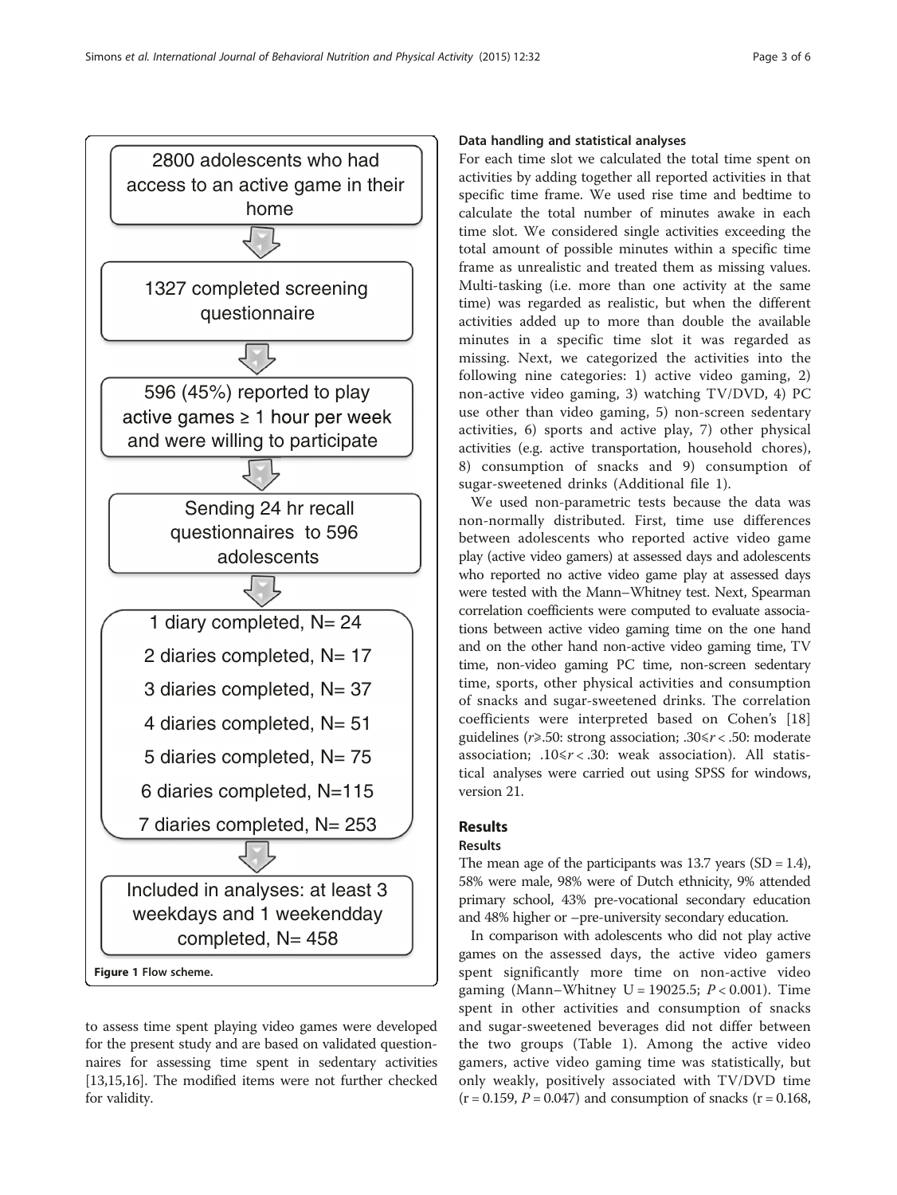2800 adolescents who had access to an active game in their home

1327 completed screening questionnaire

596 (45%) reported to play active games ≥ 1 hour per week and were willing to participate

Sending 24 hr recall questionnaires to 596 adolescents

1 diary completed, N= 24
2 diaries completed, N= 17
3 diaries completed, N= 37
4 diaries completed, N= 51
5 diaries completed, N= 75
6 diaries completed, N=115
7 diaries completed, N= 253

Included in analyses: at least 3 weekdays and 1 weekendday completed, N= 458

**Figure 1** Flow scheme.

to assess time spent playing video games were developed for the present study and are based on validated questionnaires for assessing time spent in sedentary activities [13,15,16]. The modified items were not further checked for validity.

### Data handling and statistical analyses

For each time slot we calculated the total time spent on activities by adding together all reported activities in that specific time frame. We used rise time and bedtime to calculate the total number of minutes awake in each time slot. We considered single activities exceeding the total amount of possible minutes within a specific time frame as unrealistic and treated them as missing values. Multi-tasking (i.e. more than one activity at the same time) was regarded as realistic, but when the different activities added up to more than double the available minutes in a specific time slot it was regarded as missing. Next, we categorized the activities into the following nine categories: 1) active video gaming, 2) non-active video gaming, 3) watching TV/DVD, 4) PC use other than video gaming, 5) non-screen sedentary activities, 6) sports and active play, 7) other physical activities (e.g. active transportation, household chores), 8) consumption of snacks and 9) consumption of sugar-sweetened drinks (Additional file 1).

We used non-parametric tests because the data was non-normally distributed. First, time use differences between adolescents who reported active video game play (active video gamers) at assessed days and adolescents who reported no active video game play at assessed days were tested with the Mann–Whitney test. Next, Spearman correlation coefficients were computed to evaluate associations between active video gaming time on the one hand and on the other hand non-active video gaming time, TV time, non-video gaming PC time, non-screen sedentary time, sports, other physical activities and consumption of snacks and sugar-sweetened drinks. The correlation coefficients were interpreted based on Cohen's [18] guidelines ($r \geq .50$: strong association; $.30 \leq r < .50$: moderate association; $.10 \leq r < .30$: weak association). All statistical analyses were carried out using SPSS for windows, version 21.

## Results

### Results

The mean age of the participants was 13.7 years (SD = 1.4), 58% were male, 98% were of Dutch ethnicity, 9% attended primary school, 43% pre-vocational secondary education and 48% higher or –pre-university secondary education.

In comparison with adolescents who did not play active games on the assessed days, the active video gamers spent significantly more time on non-active video gaming (Mann–Whitney U = 19025.5; $P < 0.001$). Time spent in other activities and consumption of snacks and sugar-sweetened beverages did not differ between the two groups (Table 1). Among the active video gamers, active video gaming time was statistically, but only weakly, positively associated with TV/DVD time ($r = 0.159$, $P = 0.047$) and consumption of snacks ($r = 0.168$,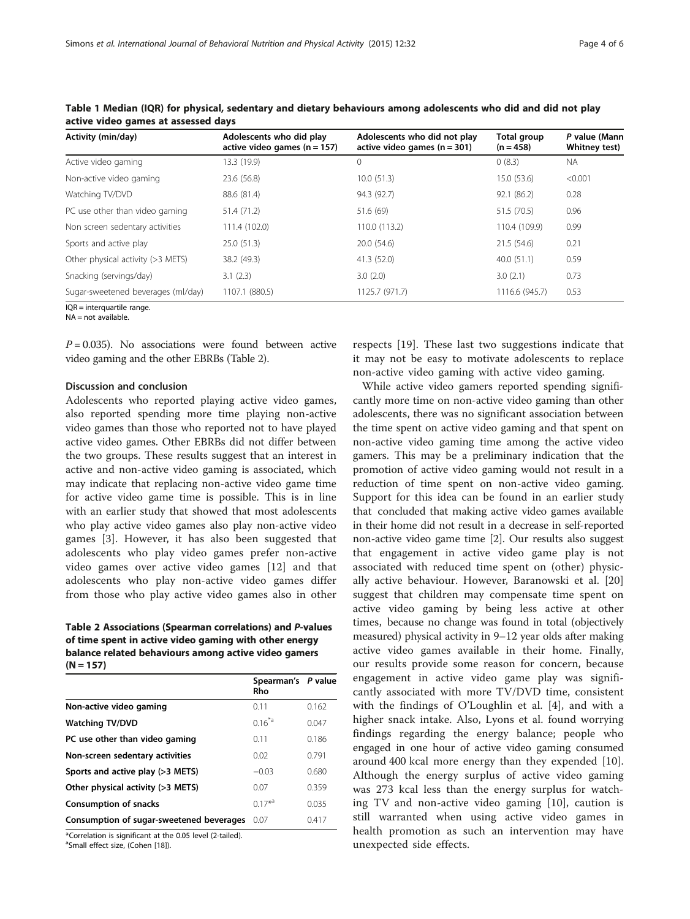**Table 1 Median (IQR) for physical, sedentary and dietary behaviours among adolescents who did and did not play active video games at assessed days**

| Activity (min/day) | Adolescents who did play active video games (n = 157) | Adolescents who did not play active video games (n = 301) | Total group (n = 458) | P value (Mann Whitney test) |
|---|---|---|---|---|
| Active video gaming | 13.3 (19.9) | 0 | 0 (8.3) | NA |
| Non-active video gaming | 23.6 (56.8) | 10.0 (51.3) | 15.0 (53.6) | <0.001 |
| Watching TV/DVD | 88.6 (81.4) | 94.3 (92.7) | 92.1 (86.2) | 0.28 |
| PC use other than video gaming | 51.4 (71.2) | 51.6 (69) | 51.5 (70.5) | 0.96 |
| Non screen sedentary activities | 111.4 (102.0) | 110.0 (113.2) | 110.4 (109.9) | 0.99 |
| Sports and active play | 25.0 (51.3) | 20.0 (54.6) | 21.5 (54.6) | 0.21 |
| Other physical activity (>3 METS) | 38.2 (49.3) | 41.3 (52.0) | 40.0 (51.1) | 0.59 |
| Snacking (servings/day) | 3.1 (2.3) | 3.0 (2.0) | 3.0 (2.1) | 0.73 |
| Sugar-sweetened beverages (ml/day) | 1107.1 (880.5) | 1125.7 (971.7) | 1116.6 (945.7) | 0.53 |

IQR = interquartile range.
NA = not available.

$P = 0.035$). No associations were found between active video gaming and the other EBRBs (Table 2).

**Table 2 Associations (Spearman correlations) and *P*-values of time spent in active video gaming with other energy balance related behaviours among active video gamers (N = 157)**

| | Spearman's Rho | P value |
|---|---|---|
| **Non-active video gaming** | 0.11 | 0.162 |
| **Watching TV/DVD** | 0.16*[a] | 0.047 |
| **PC use other than video gaming** | 0.11 | 0.186 |
| **Non-screen sedentary activities** | 0.02 | 0.791 |
| **Sports and active play (>3 METS)** | −0.03 | 0.680 |
| **Other physical activity (>3 METS)** | 0.07 | 0.359 |
| **Consumption of snacks** | 0.17*[a] | 0.035 |
| **Consumption of sugar-sweetened beverages** | 0.07 | 0.417 |

*Correlation is significant at the 0.05 level (2-tailed).
[a]Small effect size, (Cohen [18]).

## Discussion and conclusion

Adolescents who reported playing active video games, also reported spending more time playing non-active video games than those who reported not to have played active video games. Other EBRBs did not differ between the two groups. These results suggest that an interest in active and non-active video gaming is associated, which may indicate that replacing non-active video game time for active video game time is possible. This is in line with an earlier study that showed that most adolescents who play active video games also play non-active video games [3]. However, it has also been suggested that adolescents who play video games prefer non-active video games over active video games [12] and that adolescents who play non-active video games differ from those who play active video games also in other respects [19]. These last two suggestions indicate that it may not be easy to motivate adolescents to replace non-active video gaming with active video gaming.

While active video gamers reported spending significantly more time on non-active video gaming than other adolescents, there was no significant association between the time spent on active video gaming and that spent on non-active video gaming time among the active video gamers. This may be a preliminary indication that the promotion of active video gaming would not result in a reduction of time spent on non-active video gaming. Support for this idea can be found in an earlier study that concluded that making active video games available in their home did not result in a decrease in self-reported non-active video game time [2]. Our results also suggest that engagement in active video game play is not associated with reduced time spent on (other) physically active behaviour. However, Baranowski et al. [20] suggest that children may compensate time spent on active video gaming by being less active at other times, because no change was found in total (objectively measured) physical activity in 9–12 year olds after making active video games available in their home. Finally, our results provide some reason for concern, because engagement in active video game play was significantly associated with more TV/DVD time, consistent with the findings of O'Loughlin et al. [4], and with a higher snack intake. Also, Lyons et al. found worrying findings regarding the energy balance; people who engaged in one hour of active video gaming consumed around 400 kcal more energy than they expended [10]. Although the energy surplus of active video gaming was 273 kcal less than the energy surplus for watching TV and non-active video gaming [10], caution is still warranted when using active video games in health promotion as such an intervention may have unexpected side effects.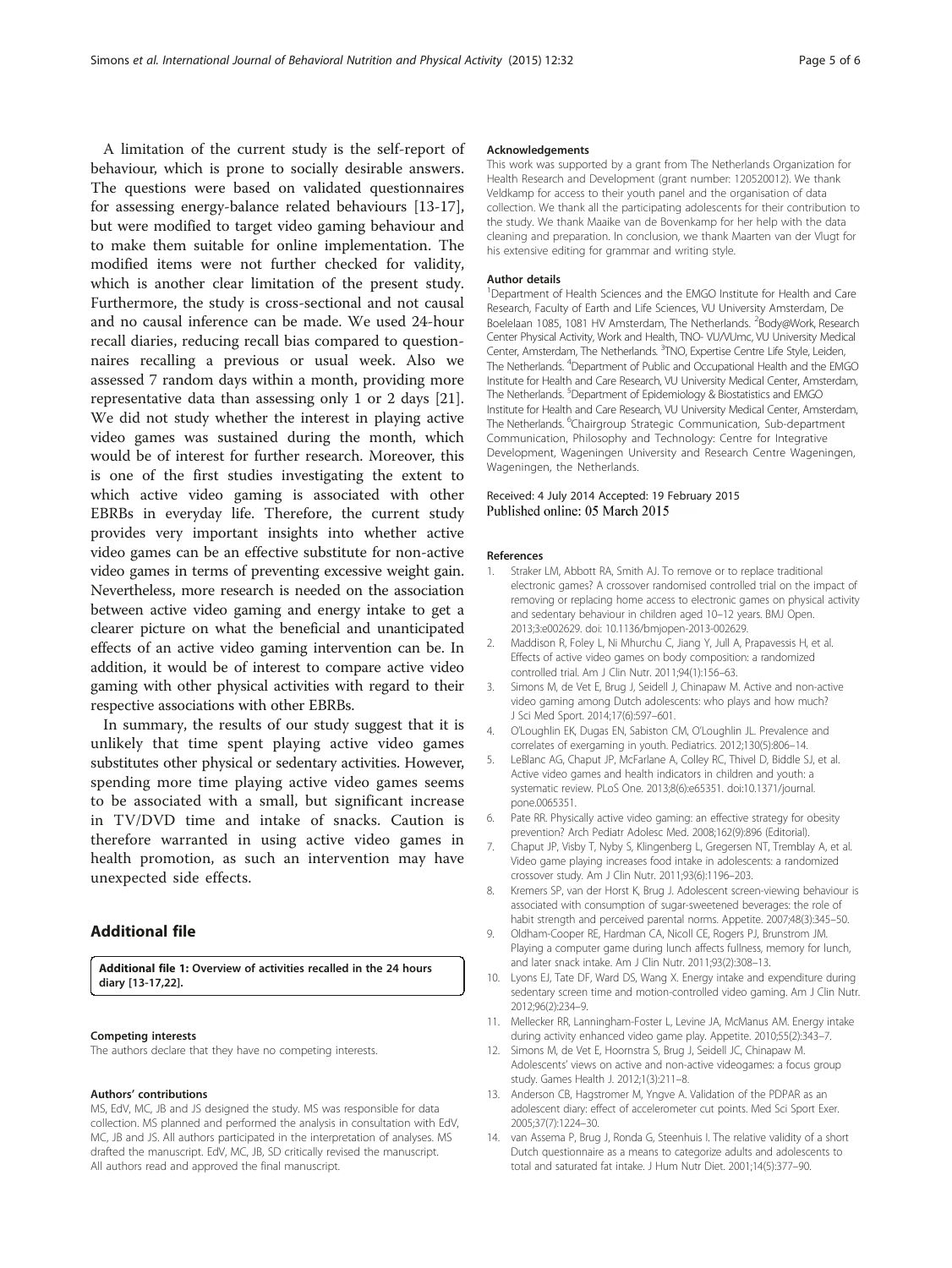A limitation of the current study is the self-report of behaviour, which is prone to socially desirable answers. The questions were based on validated questionnaires for assessing energy-balance related behaviours [13-17], but were modified to target video gaming behaviour and to make them suitable for online implementation. The modified items were not further checked for validity, which is another clear limitation of the present study. Furthermore, the study is cross-sectional and not causal and no causal inference can be made. We used 24-hour recall diaries, reducing recall bias compared to questionnaires recalling a previous or usual week. Also we assessed 7 random days within a month, providing more representative data than assessing only 1 or 2 days [21]. We did not study whether the interest in playing active video games was sustained during the month, which would be of interest for further research. Moreover, this is one of the first studies investigating the extent to which active video gaming is associated with other EBRBs in everyday life. Therefore, the current study provides very important insights into whether active video games can be an effective substitute for non-active video games in terms of preventing excessive weight gain. Nevertheless, more research is needed on the association between active video gaming and energy intake to get a clearer picture on what the beneficial and unanticipated effects of an active video gaming intervention can be. In addition, it would be of interest to compare active video gaming with other physical activities with regard to their respective associations with other EBRBs.

In summary, the results of our study suggest that it is unlikely that time spent playing active video games substitutes other physical or sedentary activities. However, spending more time playing active video games seems to be associated with a small, but significant increase in TV/DVD time and intake of snacks. Caution is therefore warranted in using active video games in health promotion, as such an intervention may have unexpected side effects.

## Additional file

**Additional file 1: Overview of activities recalled in the 24 hours diary [13-17,22].**

#### Competing interests

The authors declare that they have no competing interests.

#### Authors' contributions

MS, EdV, MC, JB and JS designed the study. MS was responsible for data collection. MS planned and performed the analysis in consultation with EdV, MC, JB and JS. All authors participated in the interpretation of analyses. MS drafted the manuscript. EdV, MC, JB, SD critically revised the manuscript. All authors read and approved the final manuscript.

#### Acknowledgements

This work was supported by a grant from The Netherlands Organization for Health Research and Development (grant number: 120520012). We thank Veldkamp for access to their youth panel and the organisation of data collection. We thank all the participating adolescents for their contribution to the study. We thank Maaike van de Bovenkamp for her help with the data cleaning and preparation. In conclusion, we thank Maarten van der Vlugt for his extensive editing for grammar and writing style.

#### Author details

[1]Department of Health Sciences and the EMGO Institute for Health and Care Research, Faculty of Earth and Life Sciences, VU University Amsterdam, De Boelelaan 1085, 1081 HV Amsterdam, The Netherlands. [2]Body@Work, Research Center Physical Activity, Work and Health, TNO- VU/VUmc, VU University Medical Center, Amsterdam, The Netherlands. [3]TNO, Expertise Centre Life Style, Leiden, The Netherlands. [4]Department of Public and Occupational Health and the EMGO Institute for Health and Care Research, VU University Medical Center, Amsterdam, The Netherlands. [5]Department of Epidemiology & Biostatistics and EMGO Institute for Health and Care Research, VU University Medical Center, Amsterdam, The Netherlands. [6]Chairgroup Strategic Communication, Sub-department Communication, Philosophy and Technology: Centre for Integrative Development, Wageningen University and Research Centre Wageningen, Wageningen, the Netherlands.

Received: 4 July 2014 Accepted: 19 February 2015
Published online: 05 March 2015

#### References

1. Straker LM, Abbott RA, Smith AJ. To remove or to replace traditional electronic games? A crossover randomised controlled trial on the impact of removing or replacing home access to electronic games on physical activity and sedentary behaviour in children aged 10–12 years. BMJ Open. 2013;3:e002629. doi: 10.1136/bmjopen-2013-002629.
2. Maddison R, Foley L, Ni Mhurchu C, Jiang Y, Jull A, Prapavessis H, et al. Effects of active video games on body composition: a randomized controlled trial. Am J Clin Nutr. 2011;94(1):156–63.
3. Simons M, de Vet E, Brug J, Seidell J, Chinapaw M. Active and non-active video gaming among Dutch adolescents: who plays and how much? J Sci Med Sport. 2014;17(6):597–601.
4. O'Loughlin EK, Dugas EN, Sabiston CM, O'Loughlin JL. Prevalence and correlates of exergaming in youth. Pediatrics. 2012;130(5):806–14.
5. LeBlanc AG, Chaput JP, McFarlane A, Colley RC, Thivel D, Biddle SJ, et al. Active video games and health indicators in children and youth: a systematic review. PLoS One. 2013;8(6):e65351. doi:10.1371/journal.pone.0065351.
6. Pate RR. Physically active video gaming: an effective strategy for obesity prevention? Arch Pediatr Adolesc Med. 2008;162(9):896 (Editorial).
7. Chaput JP, Visby T, Nyby S, Klingenberg L, Gregersen NT, Tremblay A, et al. Video game playing increases food intake in adolescents: a randomized crossover study. Am J Clin Nutr. 2011;93(6):1196–203.
8. Kremers SP, van der Horst K, Brug J. Adolescent screen-viewing behaviour is associated with consumption of sugar-sweetened beverages: the role of habit strength and perceived parental norms. Appetite. 2007;48(3):345–50.
9. Oldham-Cooper RE, Hardman CA, Nicoll CE, Rogers PJ, Brunstrom JM. Playing a computer game during lunch affects fullness, memory for lunch, and later snack intake. Am J Clin Nutr. 2011;93(2):308–13.
10. Lyons EJ, Tate DF, Ward DS, Wang X. Energy intake and expenditure during sedentary screen time and motion-controlled video gaming. Am J Clin Nutr. 2012;96(2):234–9.
11. Mellecker RR, Lanningham-Foster L, Levine JA, McManus AM. Energy intake during activity enhanced video game play. Appetite. 2010;55(2):343–7.
12. Simons M, de Vet E, Hoornstra S, Brug J, Seidell JC, Chinapaw M. Adolescents' views on active and non-active videogames: a focus group study. Games Health J. 2012;1(3):211–8.
13. Anderson CB, Hagstromer M, Yngve A. Validation of the PDPAR as an adolescent diary: effect of accelerometer cut points. Med Sci Sport Exer. 2005;37(7):1224–30.
14. van Assema P, Brug J, Ronda G, Steenhuis I. The relative validity of a short Dutch questionnaire as a means to categorize adults and adolescents to total and saturated fat intake. J Hum Nutr Diet. 2001;14(5):377–90.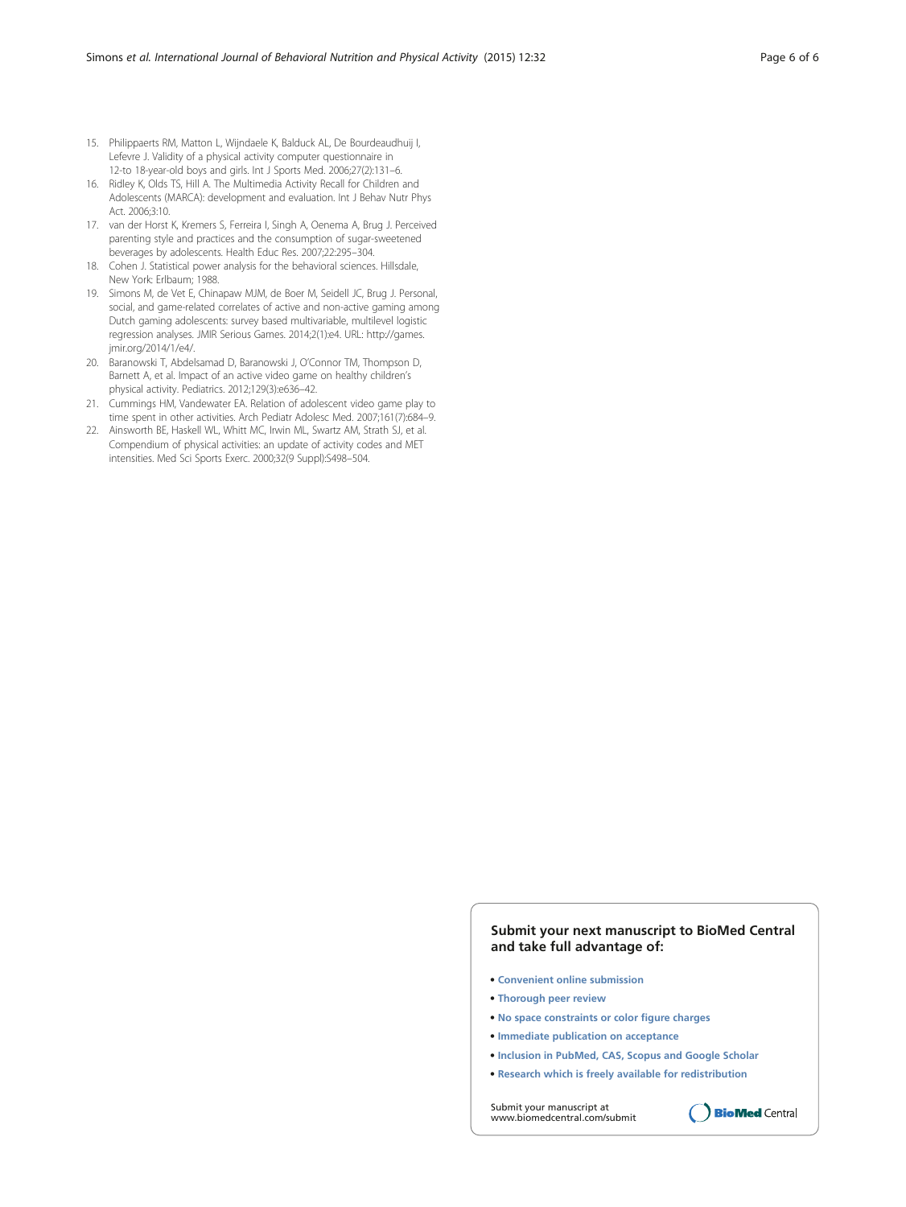15. Philippaerts RM, Matton L, Wijndaele K, Balduck AL, De Bourdeaudhuij I, Lefevre J. Validity of a physical activity computer questionnaire in 12-to 18-year-old boys and girls. Int J Sports Med. 2006;27(2):131–6.
16. Ridley K, Olds TS, Hill A. The Multimedia Activity Recall for Children and Adolescents (MARCA): development and evaluation. Int J Behav Nutr Phys Act. 2006;3:10.
17. van der Horst K, Kremers S, Ferreira I, Singh A, Oenema A, Brug J. Perceived parenting style and practices and the consumption of sugar-sweetened beverages by adolescents. Health Educ Res. 2007;22:295–304.
18. Cohen J. Statistical power analysis for the behavioral sciences. Hillsdale, New York: Erlbaum; 1988.
19. Simons M, de Vet E, Chinapaw MJM, de Boer M, Seidell JC, Brug J. Personal, social, and game-related correlates of active and non-active gaming among Dutch gaming adolescents: survey based multivariable, multilevel logistic regression analyses. JMIR Serious Games. 2014;2(1):e4. URL: http://games.jmir.org/2014/1/e4/.
20. Baranowski T, Abdelsamad D, Baranowski J, O'Connor TM, Thompson D, Barnett A, et al. Impact of an active video game on healthy children's physical activity. Pediatrics. 2012;129(3):e636–42.
21. Cummings HM, Vandewater EA. Relation of adolescent video game play to time spent in other activities. Arch Pediatr Adolesc Med. 2007;161(7):684–9.
22. Ainsworth BE, Haskell WL, Whitt MC, Irwin ML, Swartz AM, Strath SJ, et al. Compendium of physical activities: an update of activity codes and MET intensities. Med Sci Sports Exerc. 2000;32(9 Suppl):S498–504.

**Submit your next manuscript to BioMed Central and take full advantage of:**

- **Convenient online submission**
- **Thorough peer review**
- **No space constraints or color figure charges**
- **Immediate publication on acceptance**
- **Inclusion in PubMed, CAS, Scopus and Google Scholar**
- **Research which is freely available for redistribution**

Submit your manuscript at
www.biomedcentral.com/submit

BioMed Central